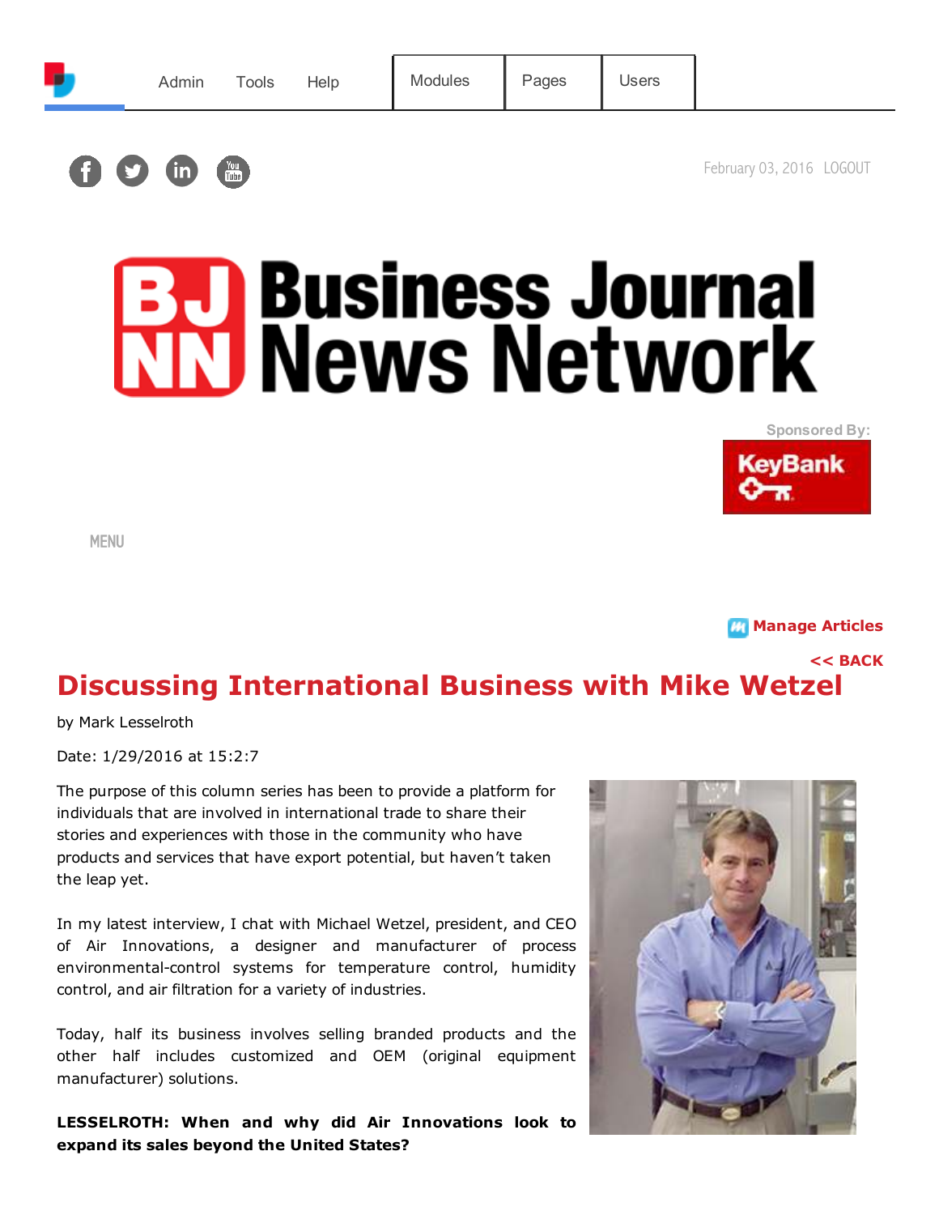Admin Tools Help | Modules | Pages | Users

February 03, 2016 LOGOUT

Sponsored By:

MENU

Manage Articles

<< BACK

# Discussing International Business with Mike Wetzel

by Mark Lesselroth

Date: 1/29/2016 at 15:2:7

The purpose of this column series has been to provide a platform for individuals that are involved in international trade to share their stories and experiences with those in the community who have products and services that have export potential, but haven't taken the leap yet.

In my latest interview, I chat with Michael Wetzel, president, and CEO of Air Innovations, a designer and manufacturer of process environmental-control systems for temperature control, humidity control, and air filtration for a variety of industries.

Today, half its business involves selling branded products and the other half includes customized and OEM (original equipment manufacturer) solutions.

**LESSELROTH: When and why did Air Innovations look to expand its sales beyond the United States?**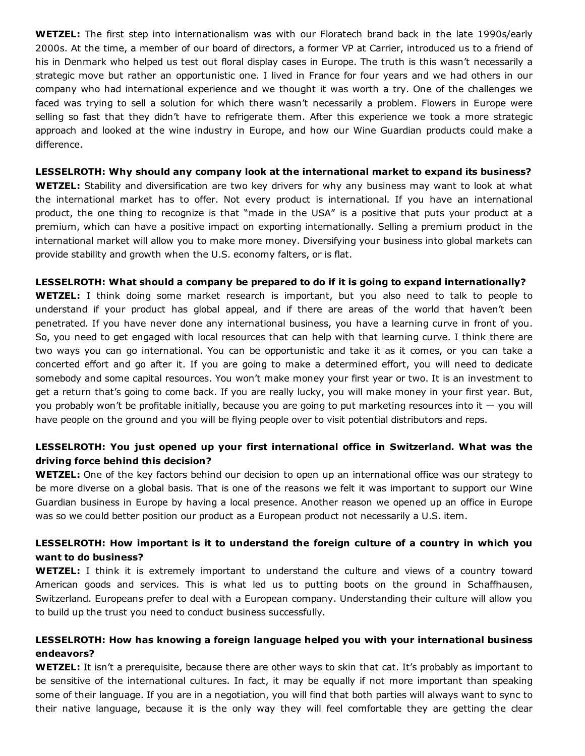**WETZEL:** The first step into internationalism was with our Floratech brand back in the late 1990s/early 2000s. At the time, a member of our board of directors, a former VP at Carrier, introduced us to a friend of his in Denmark who helped us test out floral display cases in Europe. The truth is this wasn't necessarily a strategic move but rather an opportunistic one. I lived in France for four years and we had others in our company who had international experience and we thought it was worth a try. One of the challenges we faced was trying to sell a solution for which there wasn't necessarily a problem. Flowers in Europe were selling so fast that they didn't have to refrigerate them. After this experience we took a more strategic approach and looked at the wine industry in Europe, and how our Wine Guardian products could make a difference.

**LESSELROTH: Why should any company look at the international market to expand its business?**
**WETZEL:** Stability and diversification are two key drivers for why any business may want to look at what the international market has to offer. Not every product is international. If you have an international product, the one thing to recognize is that "made in the USA" is a positive that puts your product at a premium, which can have a positive impact on exporting internationally. Selling a premium product in the international market will allow you to make more money. Diversifying your business into global markets can provide stability and growth when the U.S. economy falters, or is flat.

**LESSELROTH: What should a company be prepared to do if it is going to expand internationally?**
**WETZEL:** I think doing some market research is important, but you also need to talk to people to understand if your product has global appeal, and if there are areas of the world that haven't been penetrated. If you have never done any international business, you have a learning curve in front of you. So, you need to get engaged with local resources that can help with that learning curve. I think there are two ways you can go international. You can be opportunistic and take it as it comes, or you can take a concerted effort and go after it. If you are going to make a determined effort, you will need to dedicate somebody and some capital resources. You won't make money your first year or two. It is an investment to get a return that's going to come back. If you are really lucky, you will make money in your first year. But, you probably won't be profitable initially, because you are going to put marketing resources into it — you will have people on the ground and you will be flying people over to visit potential distributors and reps.

**LESSELROTH: You just opened up your first international office in Switzerland. What was the driving force behind this decision?**
**WETZEL:** One of the key factors behind our decision to open up an international office was our strategy to be more diverse on a global basis. That is one of the reasons we felt it was important to support our Wine Guardian business in Europe by having a local presence. Another reason we opened up an office in Europe was so we could better position our product as a European product not necessarily a U.S. item.

**LESSELROTH: How important is it to understand the foreign culture of a country in which you want to do business?**
**WETZEL:** I think it is extremely important to understand the culture and views of a country toward American goods and services. This is what led us to putting boots on the ground in Schaffhausen, Switzerland. Europeans prefer to deal with a European company. Understanding their culture will allow you to build up the trust you need to conduct business successfully.

**LESSELROTH: How has knowing a foreign language helped you with your international business endeavors?**
**WETZEL:** It isn't a prerequisite, because there are other ways to skin that cat. It's probably as important to be sensitive of the international cultures. In fact, it may be equally if not more important than speaking some of their language. If you are in a negotiation, you will find that both parties will always want to sync to their native language, because it is the only way they will feel comfortable they are getting the clear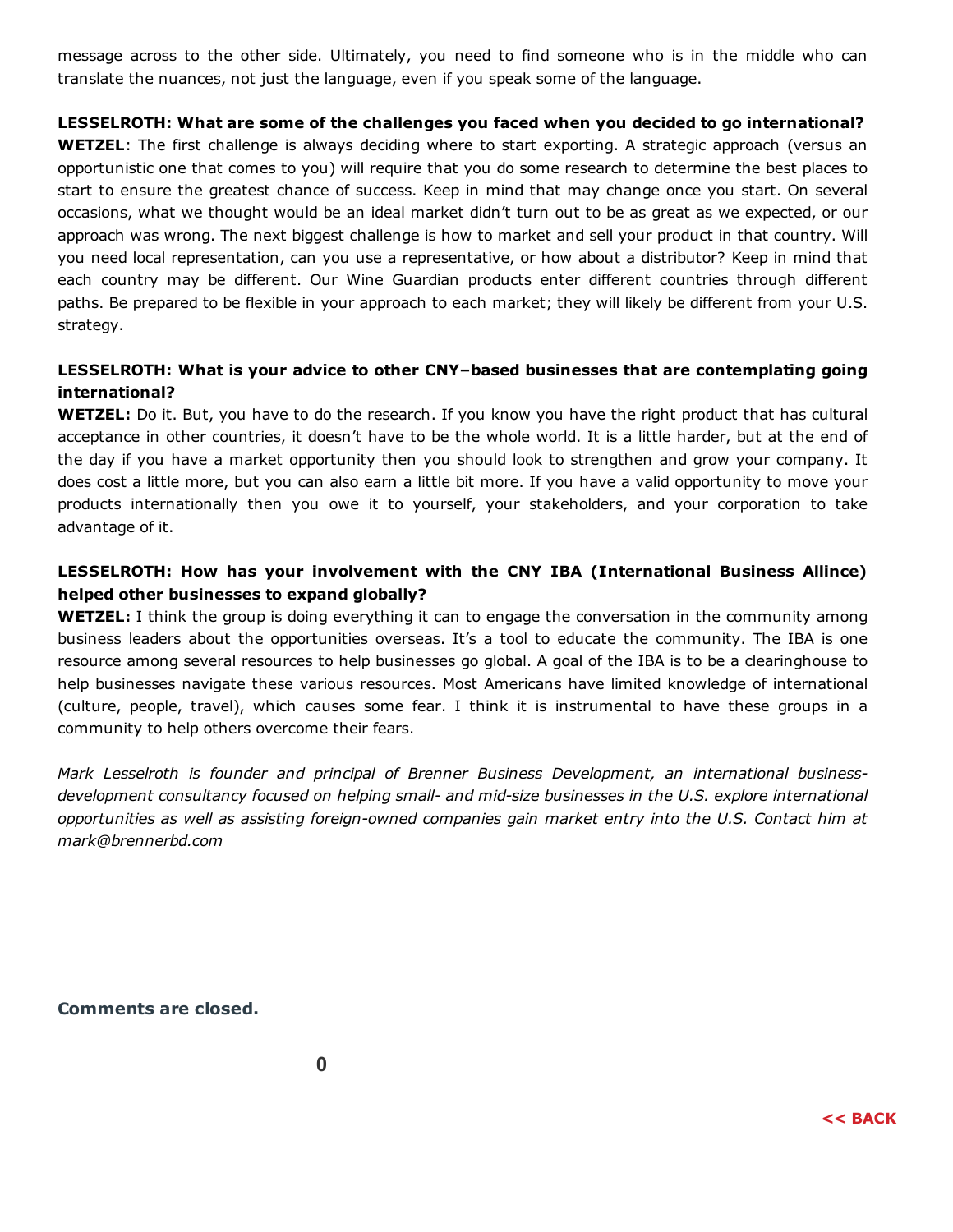message across to the other side. Ultimately, you need to find someone who is in the middle who can translate the nuances, not just the language, even if you speak some of the language.

**LESSELROTH: What are some of the challenges you faced when you decided to go international?**
**WETZEL**: The first challenge is always deciding where to start exporting. A strategic approach (versus an opportunistic one that comes to you) will require that you do some research to determine the best places to start to ensure the greatest chance of success. Keep in mind that may change once you start. On several occasions, what we thought would be an ideal market didn't turn out to be as great as we expected, or our approach was wrong. The next biggest challenge is how to market and sell your product in that country. Will you need local representation, can you use a representative, or how about a distributor? Keep in mind that each country may be different. Our Wine Guardian products enter different countries through different paths. Be prepared to be flexible in your approach to each market; they will likely be different from your U.S. strategy.

**LESSELROTH: What is your advice to other CNY–based businesses that are contemplating going international?**
**WETZEL:** Do it. But, you have to do the research. If you know you have the right product that has cultural acceptance in other countries, it doesn't have to be the whole world. It is a little harder, but at the end of the day if you have a market opportunity then you should look to strengthen and grow your company. It does cost a little more, but you can also earn a little bit more. If you have a valid opportunity to move your products internationally then you owe it to yourself, your stakeholders, and your corporation to take advantage of it.

**LESSELROTH: How has your involvement with the CNY IBA (International Business Allince) helped other businesses to expand globally?**
**WETZEL:** I think the group is doing everything it can to engage the conversation in the community among business leaders about the opportunities overseas. It's a tool to educate the community. The IBA is one resource among several resources to help businesses go global. A goal of the IBA is to be a clearinghouse to help businesses navigate these various resources. Most Americans have limited knowledge of international (culture, people, travel), which causes some fear. I think it is instrumental to have these groups in a community to help others overcome their fears.

*Mark Lesselroth is founder and principal of Brenner Business Development, an international business-development consultancy focused on helping small- and mid-size businesses in the U.S. explore international opportunities as well as assisting foreign-owned companies gain market entry into the U.S. Contact him at mark@brennerbd.com*

**Comments are closed.**

0

**<< BACK**